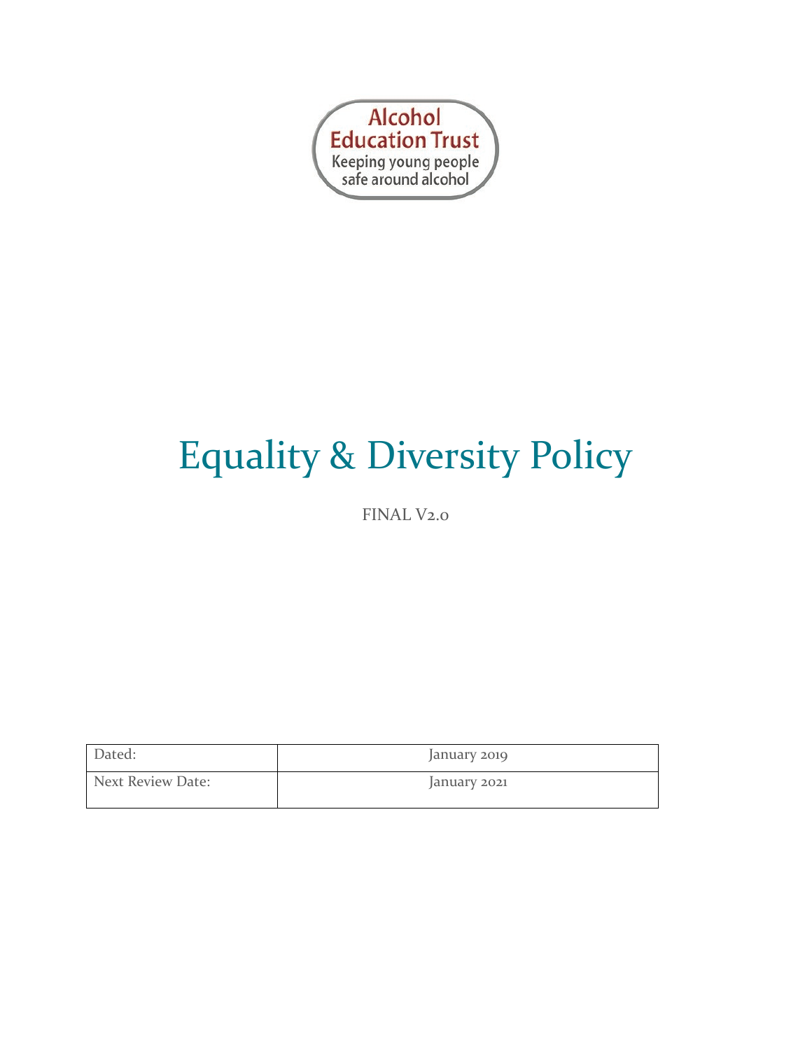Alcohol Education Trust

Keeping young people safe around alcohol

# Equality & Diversity Policy

FINAL V2.0

| Dated: | January 2019 |
| --- | --- |
| Next Review Date: | January 2021 |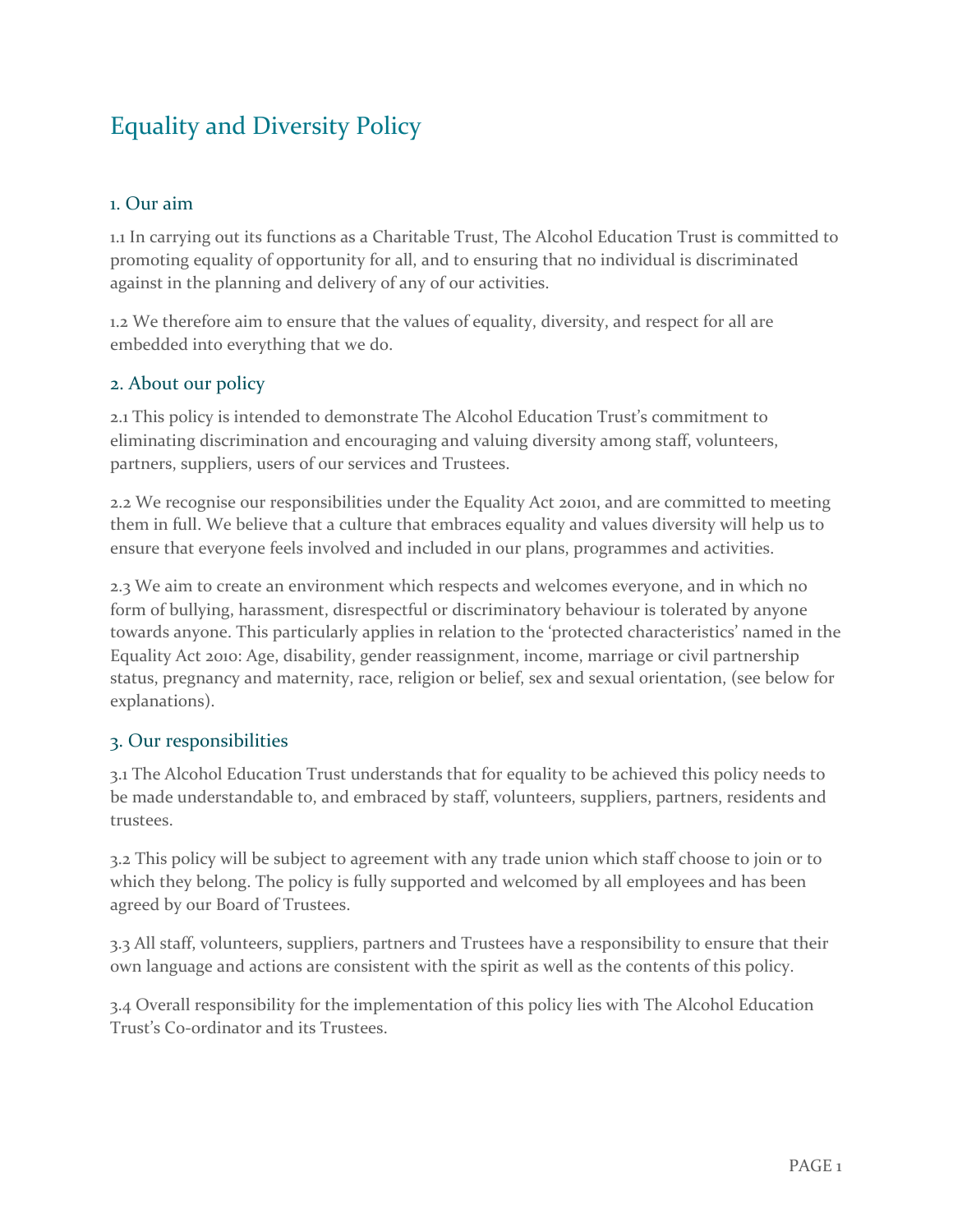# Equality and Diversity Policy

## 1. Our aim

1.1 In carrying out its functions as a Charitable Trust, The Alcohol Education Trust is committed to promoting equality of opportunity for all, and to ensuring that no individual is discriminated against in the planning and delivery of any of our activities.

1.2 We therefore aim to ensure that the values of equality, diversity, and respect for all are embedded into everything that we do.

## 2. About our policy

2.1 This policy is intended to demonstrate The Alcohol Education Trust's commitment to eliminating discrimination and encouraging and valuing diversity among staff, volunteers, partners, suppliers, users of our services and Trustees.

2.2 We recognise our responsibilities under the Equality Act 2010[1], and are committed to meeting them in full. We believe that a culture that embraces equality and values diversity will help us to ensure that everyone feels involved and included in our plans, programmes and activities.

2.3 We aim to create an environment which respects and welcomes everyone, and in which no form of bullying, harassment, disrespectful or discriminatory behaviour is tolerated by anyone towards anyone. This particularly applies in relation to the 'protected characteristics' named in the Equality Act 2010: Age, disability, gender reassignment, income, marriage or civil partnership status, pregnancy and maternity, race, religion or belief, sex and sexual orientation, (see below for explanations).

## 3. Our responsibilities

3.1 The Alcohol Education Trust understands that for equality to be achieved this policy needs to be made understandable to, and embraced by staff, volunteers, suppliers, partners, residents and trustees.

3.2 This policy will be subject to agreement with any trade union which staff choose to join or to which they belong. The policy is fully supported and welcomed by all employees and has been agreed by our Board of Trustees.

3.3 All staff, volunteers, suppliers, partners and Trustees have a responsibility to ensure that their own language and actions are consistent with the spirit as well as the contents of this policy.

3.4 Overall responsibility for the implementation of this policy lies with The Alcohol Education Trust's Co-ordinator and its Trustees.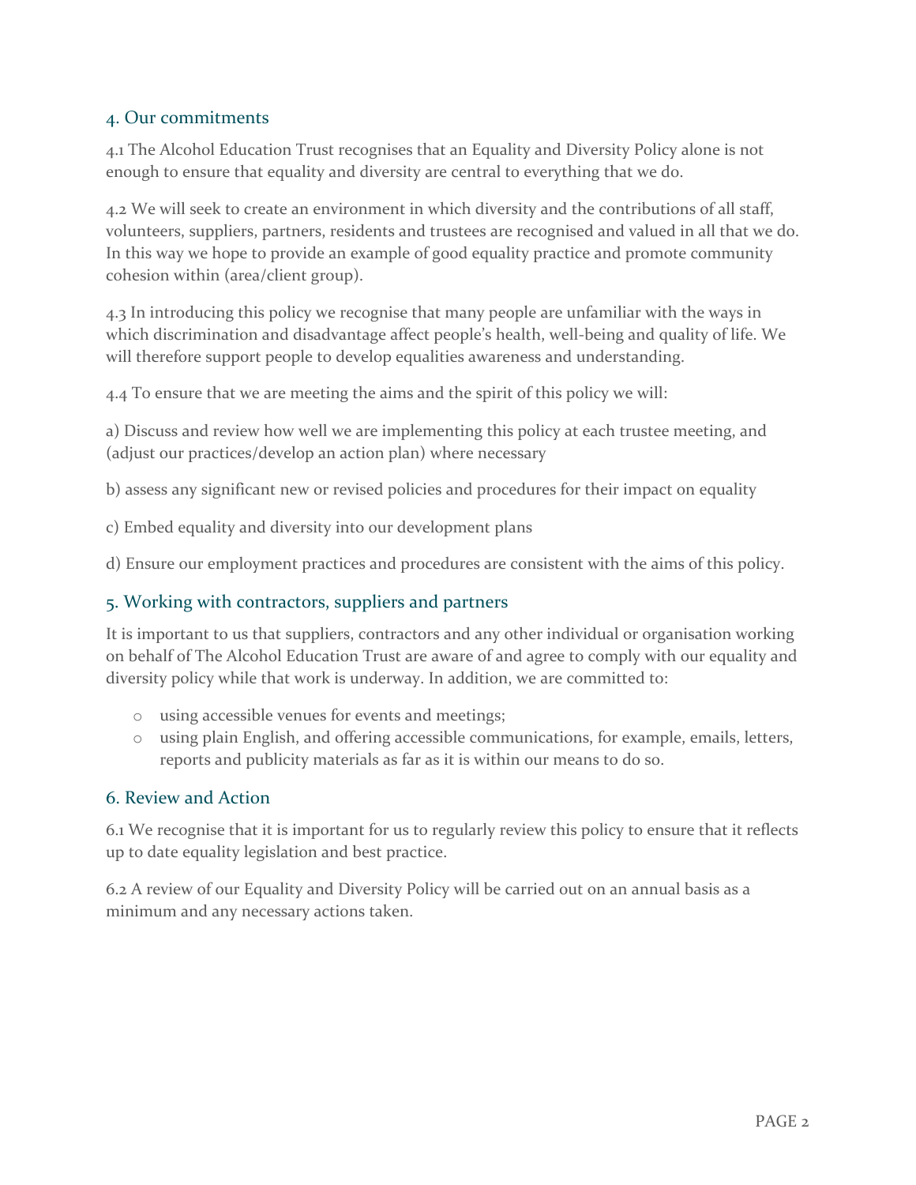## 4. Our commitments

4.1 The Alcohol Education Trust recognises that an Equality and Diversity Policy alone is not enough to ensure that equality and diversity are central to everything that we do.

4.2 We will seek to create an environment in which diversity and the contributions of all staff, volunteers, suppliers, partners, residents and trustees are recognised and valued in all that we do. In this way we hope to provide an example of good equality practice and promote community cohesion within (area/client group).

4.3 In introducing this policy we recognise that many people are unfamiliar with the ways in which discrimination and disadvantage affect people's health, well-being and quality of life. We will therefore support people to develop equalities awareness and understanding.

4.4 To ensure that we are meeting the aims and the spirit of this policy we will:

a) Discuss and review how well we are implementing this policy at each trustee meeting, and (adjust our practices/develop an action plan) where necessary

b) assess any significant new or revised policies and procedures for their impact on equality

c) Embed equality and diversity into our development plans

d) Ensure our employment practices and procedures are consistent with the aims of this policy.

## 5. Working with contractors, suppliers and partners

It is important to us that suppliers, contractors and any other individual or organisation working on behalf of The Alcohol Education Trust are aware of and agree to comply with our equality and diversity policy while that work is underway. In addition, we are committed to:

- using accessible venues for events and meetings;
- using plain English, and offering accessible communications, for example, emails, letters, reports and publicity materials as far as it is within our means to do so.

## 6. Review and Action

6.1 We recognise that it is important for us to regularly review this policy to ensure that it reflects up to date equality legislation and best practice.

6.2 A review of our Equality and Diversity Policy will be carried out on an annual basis as a minimum and any necessary actions taken.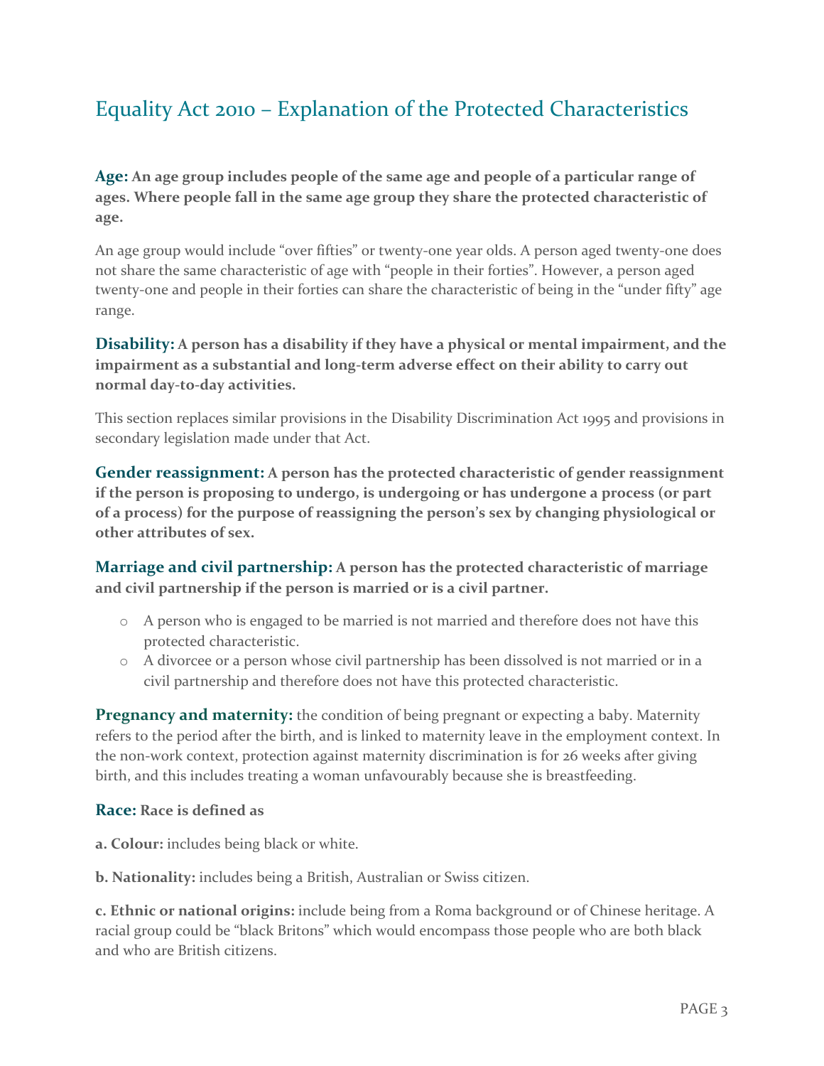## Equality Act 2010 – Explanation of the Protected Characteristics

**Age: An age group includes people of the same age and people of a particular range of ages. Where people fall in the same age group they share the protected characteristic of age.**

An age group would include "over fifties" or twenty-one year olds. A person aged twenty-one does not share the same characteristic of age with "people in their forties". However, a person aged twenty-one and people in their forties can share the characteristic of being in the "under fifty" age range.

**Disability: A person has a disability if they have a physical or mental impairment, and the impairment as a substantial and long-term adverse effect on their ability to carry out normal day-to-day activities.**

This section replaces similar provisions in the Disability Discrimination Act 1995 and provisions in secondary legislation made under that Act.

**Gender reassignment: A person has the protected characteristic of gender reassignment if the person is proposing to undergo, is undergoing or has undergone a process (or part of a process) for the purpose of reassigning the person's sex by changing physiological or other attributes of sex.**

**Marriage and civil partnership: A person has the protected characteristic of marriage and civil partnership if the person is married or is a civil partner.**

- A person who is engaged to be married is not married and therefore does not have this protected characteristic.
- A divorcee or a person whose civil partnership has been dissolved is not married or in a civil partnership and therefore does not have this protected characteristic.

**Pregnancy and maternity:** the condition of being pregnant or expecting a baby. Maternity refers to the period after the birth, and is linked to maternity leave in the employment context. In the non-work context, protection against maternity discrimination is for 26 weeks after giving birth, and this includes treating a woman unfavourably because she is breastfeeding.

**Race: Race is defined as**

**a. Colour:** includes being black or white.

**b. Nationality:** includes being a British, Australian or Swiss citizen.

**c. Ethnic or national origins:** include being from a Roma background or of Chinese heritage. A racial group could be "black Britons" which would encompass those people who are both black and who are British citizens.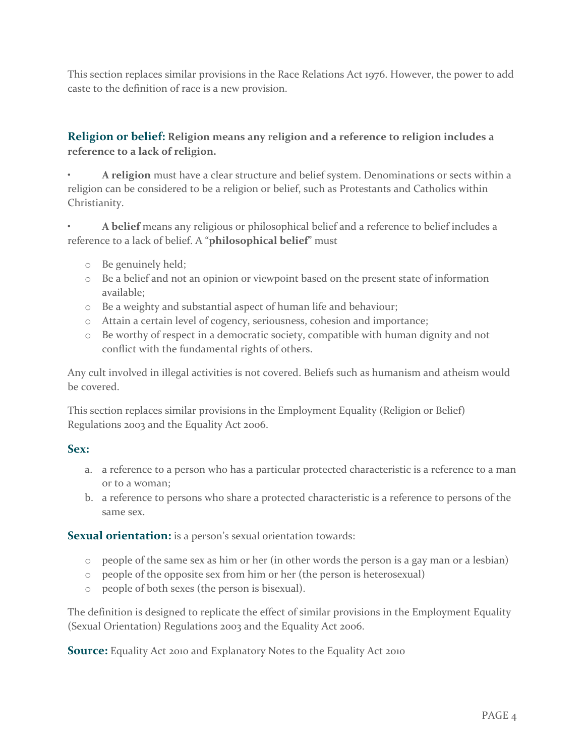This section replaces similar provisions in the Race Relations Act 1976. However, the power to add caste to the definition of race is a new provision.

**Religion or belief:** **Religion means any religion and a reference to religion includes a reference to a lack of religion.**

- **A religion** must have a clear structure and belief system. Denominations or sects within a religion can be considered to be a religion or belief, such as Protestants and Catholics within Christianity.
- **A belief** means any religious or philosophical belief and a reference to belief includes a reference to a lack of belief. A "**philosophical belief**" must
  - Be genuinely held;
  - Be a belief and not an opinion or viewpoint based on the present state of information available;
  - Be a weighty and substantial aspect of human life and behaviour;
  - Attain a certain level of cogency, seriousness, cohesion and importance;
  - Be worthy of respect in a democratic society, compatible with human dignity and not conflict with the fundamental rights of others.

Any cult involved in illegal activities is not covered. Beliefs such as humanism and atheism would be covered.

This section replaces similar provisions in the Employment Equality (Religion or Belief) Regulations 2003 and the Equality Act 2006.

**Sex:**

a. a reference to a person who has a particular protected characteristic is a reference to a man or to a woman;
b. a reference to persons who share a protected characteristic is a reference to persons of the same sex.

**Sexual orientation:** is a person's sexual orientation towards:

- people of the same sex as him or her (in other words the person is a gay man or a lesbian)
- people of the opposite sex from him or her (the person is heterosexual)
- people of both sexes (the person is bisexual).

The definition is designed to replicate the effect of similar provisions in the Employment Equality (Sexual Orientation) Regulations 2003 and the Equality Act 2006.

**Source:** Equality Act 2010 and Explanatory Notes to the Equality Act 2010